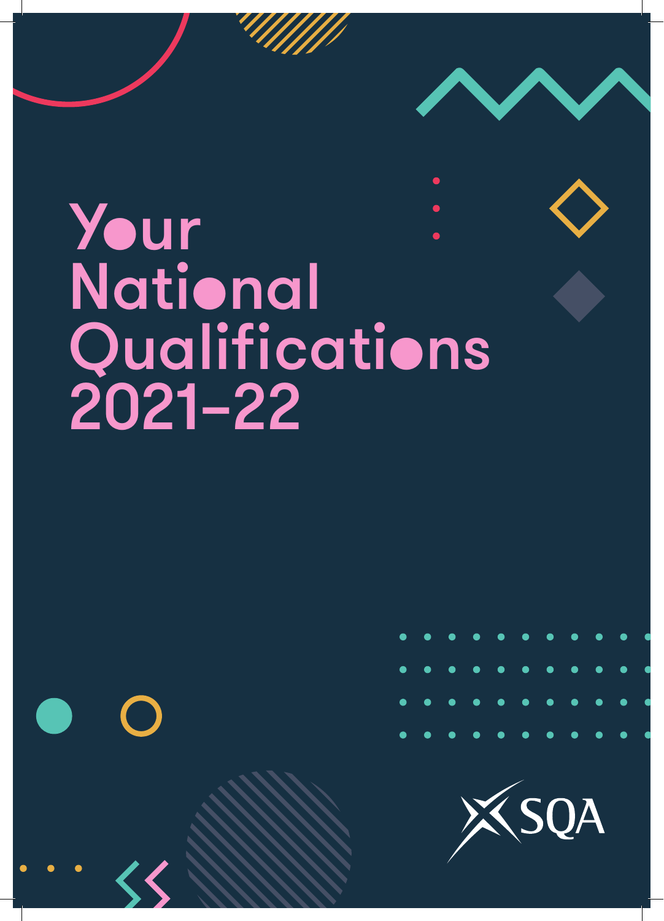# Your National Qualifications 2021–22

SQA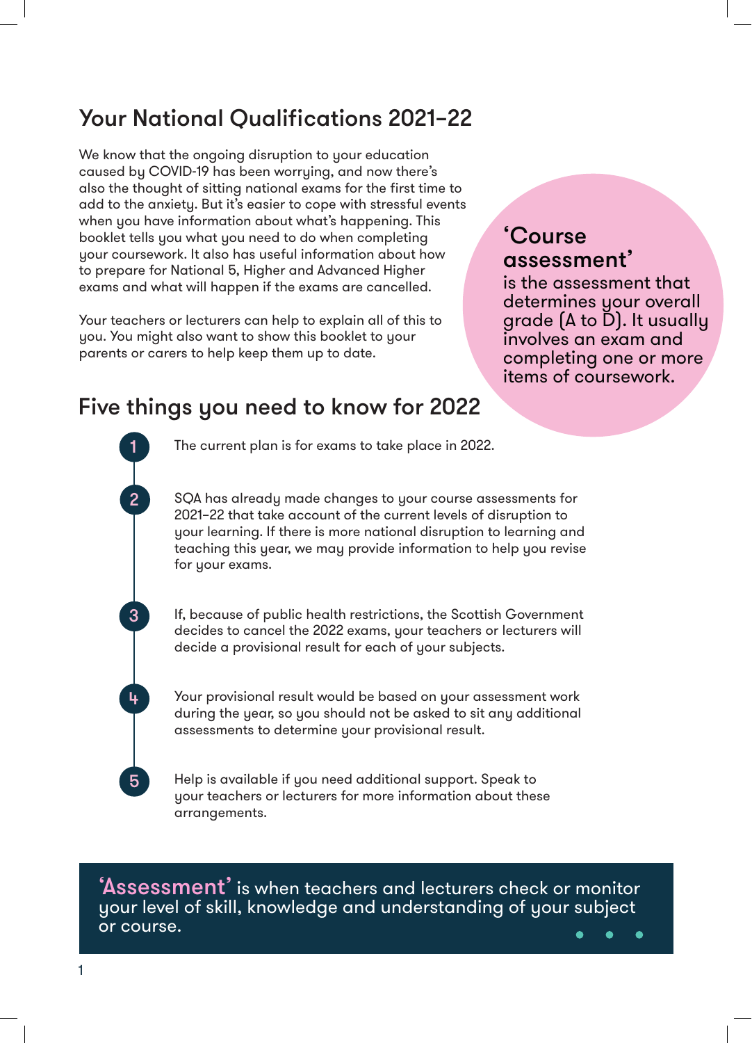## Your National Qualifications 2021–22

We know that the ongoing disruption to your education caused by COVID-19 has been worrying, and now there's also the thought of sitting national exams for the first time to add to the anxiety. But it's easier to cope with stressful events when you have information about what's happening. This booklet tells you what you need to do when completing your coursework. It also has useful information about how to prepare for National 5, Higher and Advanced Higher exams and what will happen if the exams are cancelled.

Your teachers or lecturers can help to explain all of this to you. You might also want to show this booklet to your parents or carers to help keep them up to date.

**'Course assessment'** is the assessment that determines your overall grade (A to D). It usually involves an exam and completing one or more items of coursework.

## Five things you need to know for 2022

1. The current plan is for exams to take place in 2022.
2. SQA has already made changes to your course assessments for 2021–22 that take account of the current levels of disruption to your learning. If there is more national disruption to learning and teaching this year, we may provide information to help you revise for your exams.
3. If, because of public health restrictions, the Scottish Government decides to cancel the 2022 exams, your teachers or lecturers will decide a provisional result for each of your subjects.
4. Your provisional result would be based on your assessment work during the year, so you should not be asked to sit any additional assessments to determine your provisional result.
5. Help is available if you need additional support. Speak to your teachers or lecturers for more information about these arrangements.

**'Assessment'** is when teachers and lecturers check or monitor your level of skill, knowledge and understanding of your subject or course.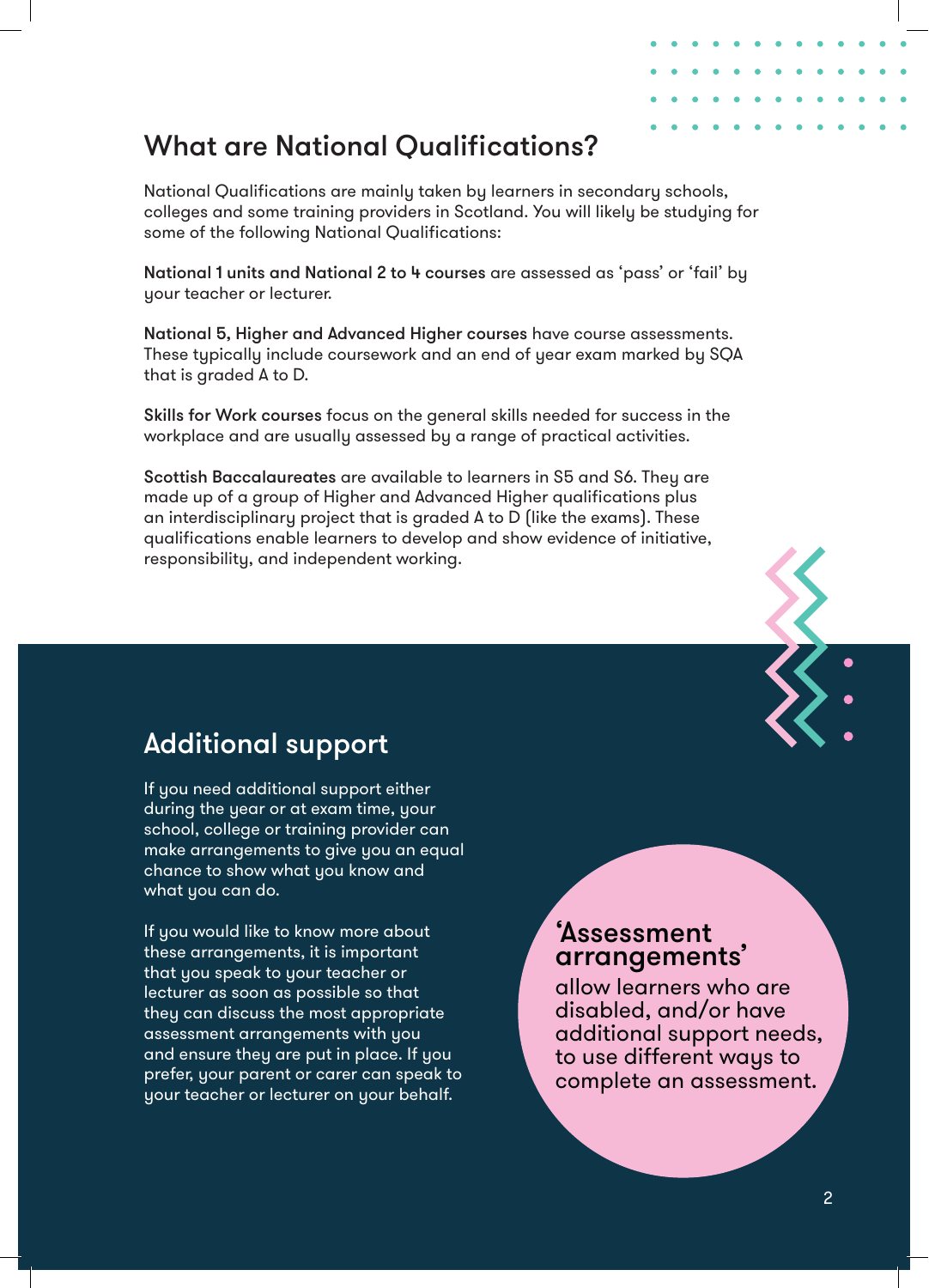## What are National Qualifications?

National Qualifications are mainly taken by learners in secondary schools, colleges and some training providers in Scotland. You will likely be studying for some of the following National Qualifications:

**National 1 units and National 2 to 4 courses** are assessed as 'pass' or 'fail' by your teacher or lecturer.

**National 5, Higher and Advanced Higher courses** have course assessments. These typically include coursework and an end of year exam marked by SQA that is graded A to D.

**Skills for Work courses** focus on the general skills needed for success in the workplace and are usually assessed by a range of practical activities.

**Scottish Baccalaureates** are available to learners in S5 and S6. They are made up of a group of Higher and Advanced Higher qualifications plus an interdisciplinary project that is graded A to D (like the exams). These qualifications enable learners to develop and show evidence of initiative, responsibility, and independent working.

## Additional support

If you need additional support either during the year or at exam time, your school, college or training provider can make arrangements to give you an equal chance to show what you know and what you can do.

If you would like to know more about these arrangements, it is important that you speak to your teacher or lecturer as soon as possible so that they can discuss the most appropriate assessment arrangements with you and ensure they are put in place. If you prefer, your parent or carer can speak to your teacher or lecturer on your behalf.

**'Assessment arrangements'** allow learners who are disabled, and/or have additional support needs, to use different ways to complete an assessment.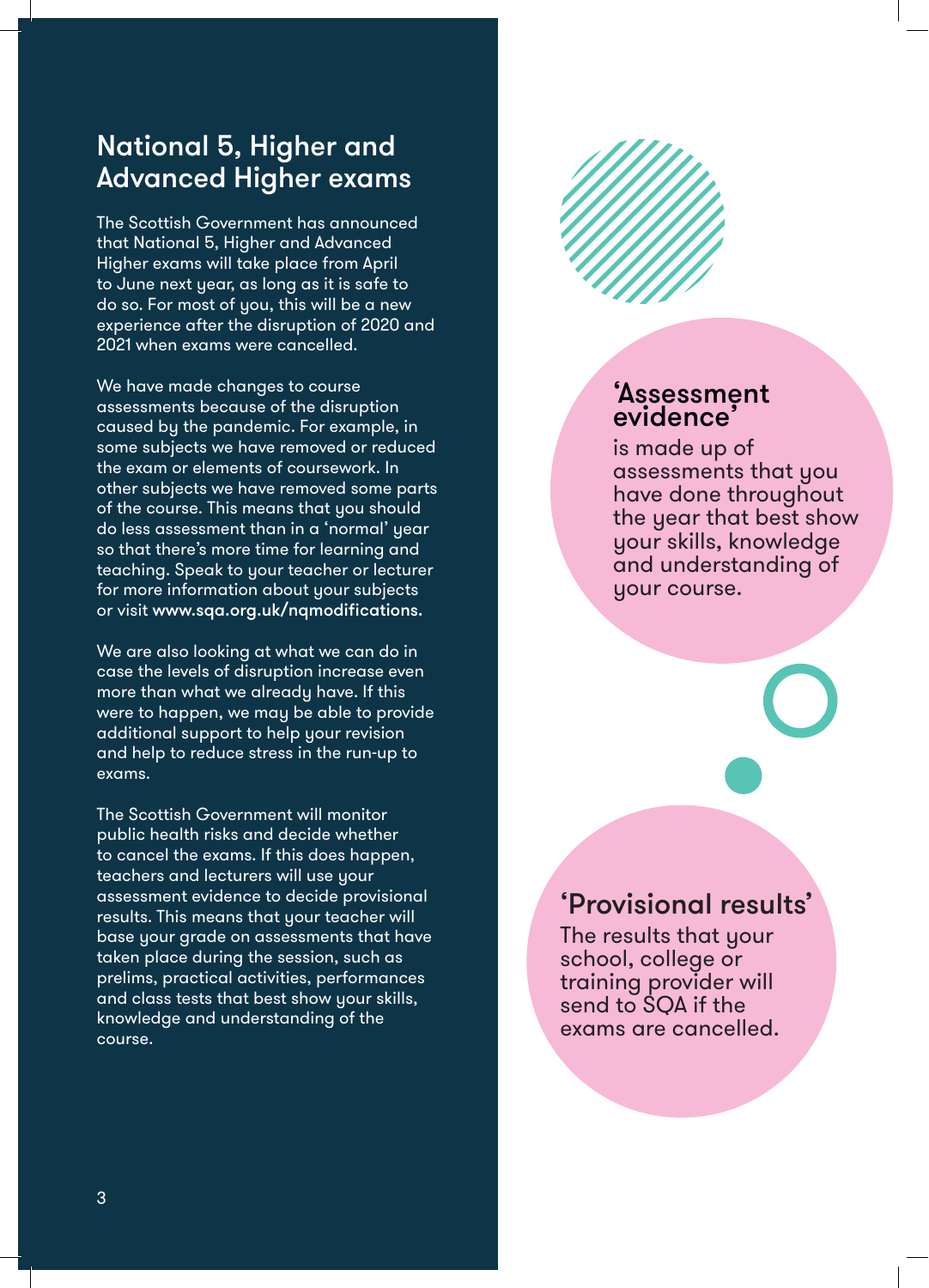## National 5, Higher and Advanced Higher exams

The Scottish Government has announced that National 5, Higher and Advanced Higher exams will take place from April to June next year, as long as it is safe to do so. For most of you, this will be a new experience after the disruption of 2020 and 2021 when exams were cancelled.

We have made changes to course assessments because of the disruption caused by the pandemic. For example, in some subjects we have removed or reduced the exam or elements of coursework. In other subjects we have removed some parts of the course. This means that you should do less assessment than in a 'normal' year so that there's more time for learning and teaching. Speak to your teacher or lecturer for more information about your subjects or visit **www.sqa.org.uk/nqmodifications.**

We are also looking at what we can do in case the levels of disruption increase even more than what we already have. If this were to happen, we may be able to provide additional support to help your revision and help to reduce stress in the run-up to exams.

The Scottish Government will monitor public health risks and decide whether to cancel the exams. If this does happen, teachers and lecturers will use your assessment evidence to decide provisional results. This means that your teacher will base your grade on assessments that have taken place during the session, such as prelims, practical activities, performances and class tests that best show your skills, knowledge and understanding of the course.

### 'Assessment evidence'

is made up of assessments that you have done throughout the year that best show your skills, knowledge and understanding of your course.

### 'Provisional results'

The results that your school, college or training provider will send to SQA if the exams are cancelled.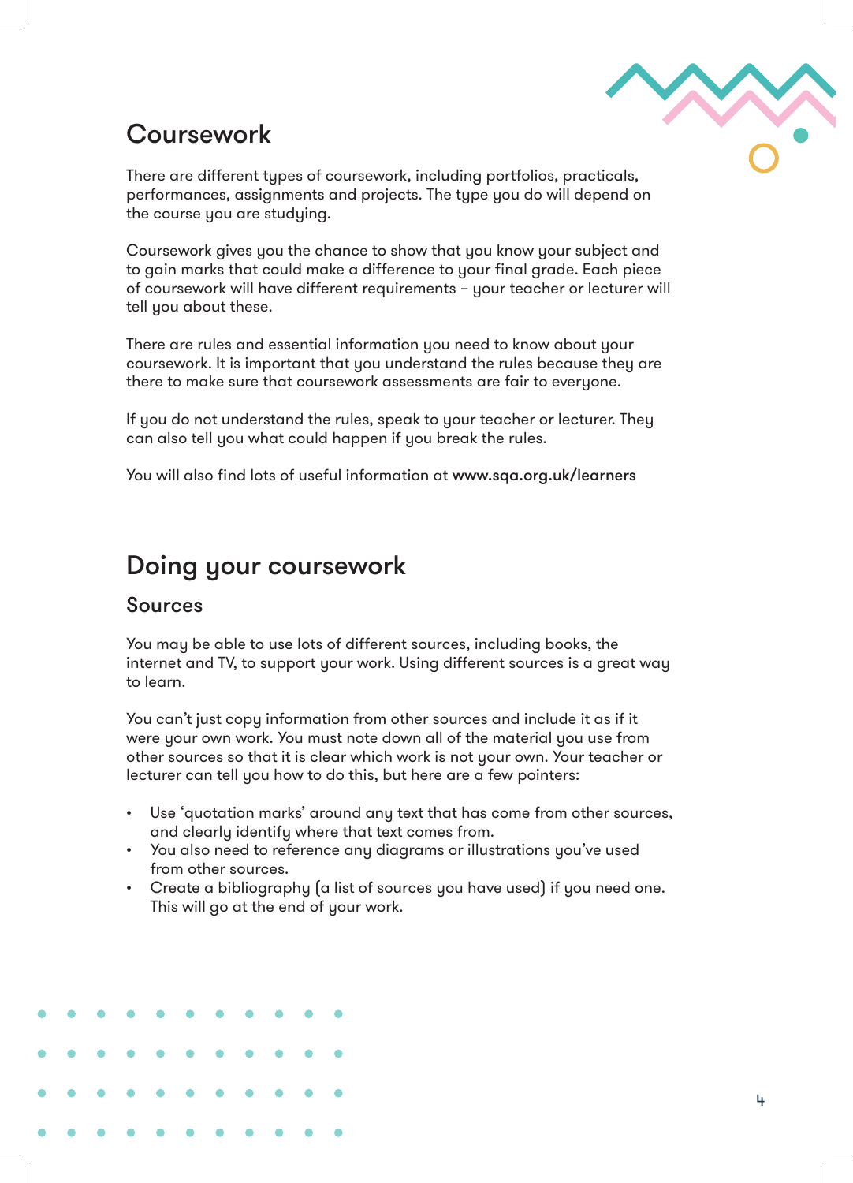## Coursework

There are different types of coursework, including portfolios, practicals, performances, assignments and projects. The type you do will depend on the course you are studying.

Coursework gives you the chance to show that you know your subject and to gain marks that could make a difference to your final grade. Each piece of coursework will have different requirements – your teacher or lecturer will tell you about these.

There are rules and essential information you need to know about your coursework. It is important that you understand the rules because they are there to make sure that coursework assessments are fair to everyone.

If you do not understand the rules, speak to your teacher or lecturer. They can also tell you what could happen if you break the rules.

You will also find lots of useful information at **www.sqa.org.uk/learners**

## Doing your coursework

### Sources

You may be able to use lots of different sources, including books, the internet and TV, to support your work. Using different sources is a great way to learn.

You can't just copy information from other sources and include it as if it were your own work. You must note down all of the material you use from other sources so that it is clear which work is not your own. Your teacher or lecturer can tell you how to do this, but here are a few pointers:

- Use 'quotation marks' around any text that has come from other sources, and clearly identify where that text comes from.
- You also need to reference any diagrams or illustrations you've used from other sources.
- Create a bibliography (a list of sources you have used) if you need one. This will go at the end of your work.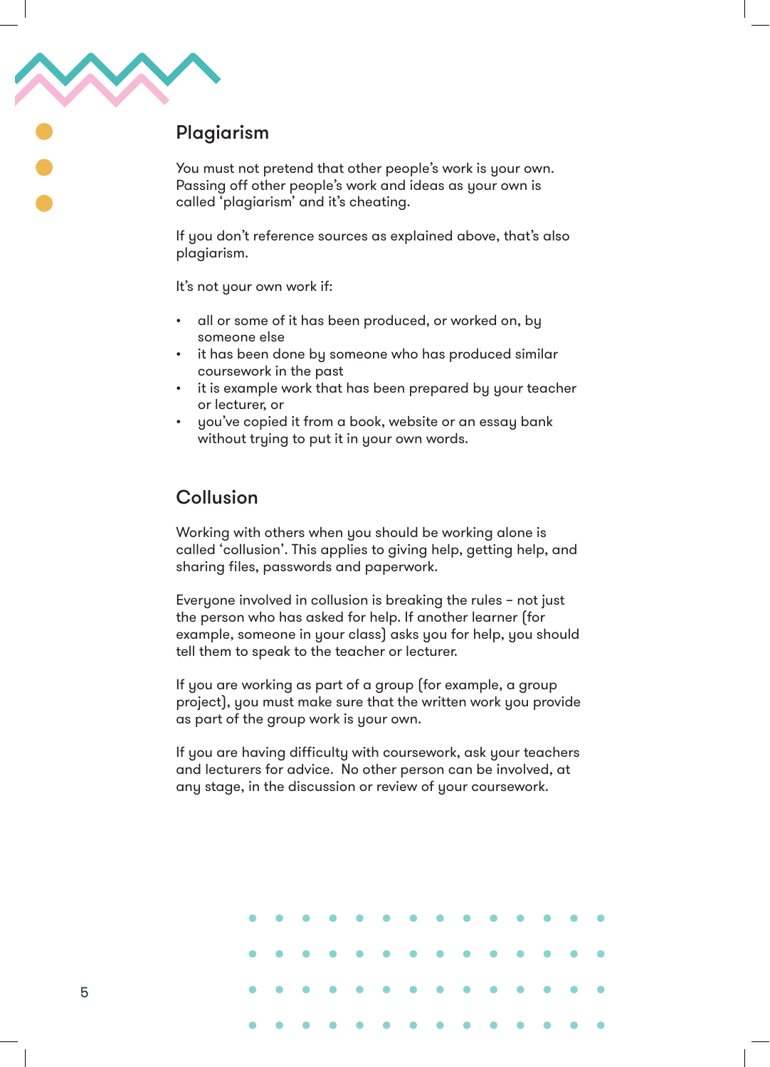## Plagiarism

You must not pretend that other people's work is your own. Passing off other people's work and ideas as your own is called 'plagiarism' and it's cheating.

If you don't reference sources as explained above, that's also plagiarism.

It's not your own work if:

- all or some of it has been produced, or worked on, by someone else
- it has been done by someone who has produced similar coursework in the past
- it is example work that has been prepared by your teacher or lecturer, or
- you've copied it from a book, website or an essay bank without trying to put it in your own words.

## Collusion

Working with others when you should be working alone is called 'collusion'. This applies to giving help, getting help, and sharing files, passwords and paperwork.

Everyone involved in collusion is breaking the rules – not just the person who has asked for help. If another learner (for example, someone in your class) asks you for help, you should tell them to speak to the teacher or lecturer.

If you are working as part of a group (for example, a group project), you must make sure that the written work you provide as part of the group work is your own.

If you are having difficulty with coursework, ask your teachers and lecturers for advice. No other person can be involved, at any stage, in the discussion or review of your coursework.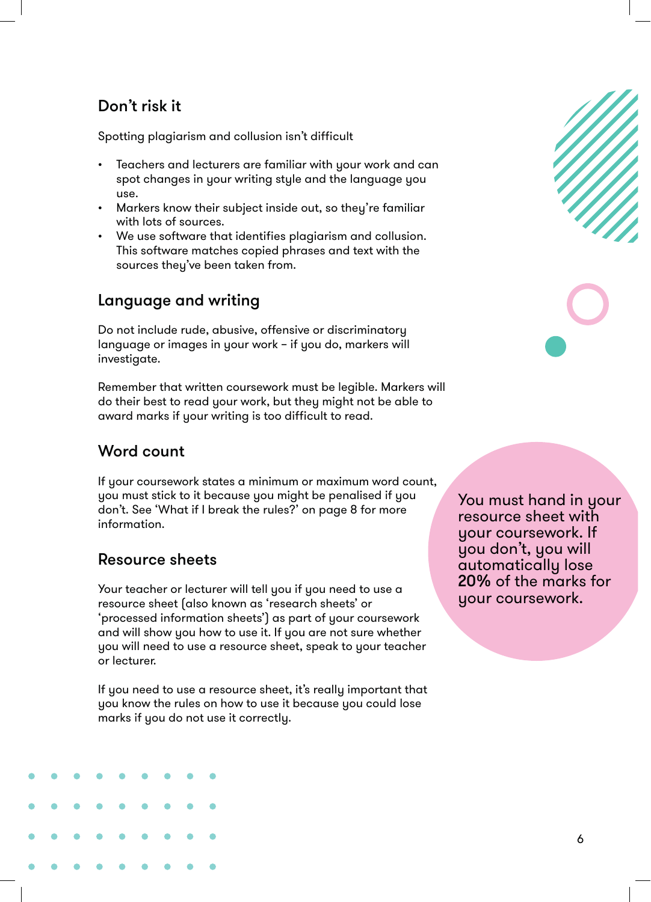## Don’t risk it

Spotting plagiarism and collusion isn’t difficult

- Teachers and lecturers are familiar with your work and can spot changes in your writing style and the language you use.
- Markers know their subject inside out, so they’re familiar with lots of sources.
- We use software that identifies plagiarism and collusion. This software matches copied phrases and text with the sources they’ve been taken from.

## Language and writing

Do not include rude, abusive, offensive or discriminatory language or images in your work – if you do, markers will investigate.

Remember that written coursework must be legible. Markers will do their best to read your work, but they might not be able to award marks if your writing is too difficult to read.

## Word count

If your coursework states a minimum or maximum word count, you must stick to it because you might be penalised if you don’t. See ‘What if I break the rules?’ on page 8 for more information.

## Resource sheets

Your teacher or lecturer will tell you if you need to use a resource sheet (also known as ‘research sheets’ or ‘processed information sheets’) as part of your coursework and will show you how to use it. If you are not sure whether you will need to use a resource sheet, speak to your teacher or lecturer.

If you need to use a resource sheet, it’s really important that you know the rules on how to use it because you could lose marks if you do not use it correctly.

You must hand in your resource sheet with your coursework. If you don’t, you will automatically lose **20%** of the marks for your coursework.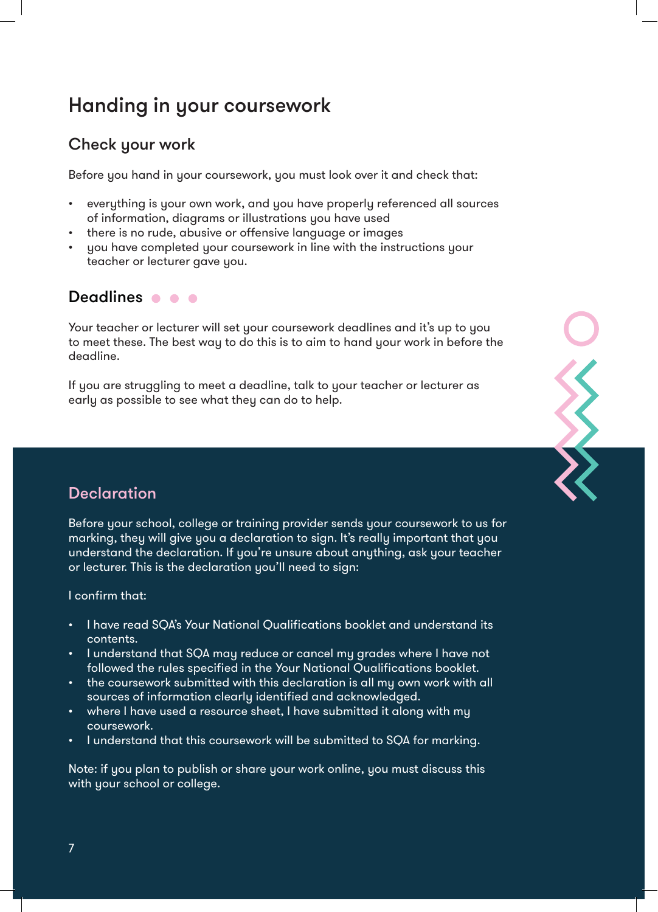# Handing in your coursework

## Check your work

Before you hand in your coursework, you must look over it and check that:

- everything is your own work, and you have properly referenced all sources of information, diagrams or illustrations you have used
- there is no rude, abusive or offensive language or images
- you have completed your coursework in line with the instructions your teacher or lecturer gave you.

## Deadlines

Your teacher or lecturer will set your coursework deadlines and it's up to you to meet these. The best way to do this is to aim to hand your work in before the deadline.

If you are struggling to meet a deadline, talk to your teacher or lecturer as early as possible to see what they can do to help.

## Declaration

Before your school, college or training provider sends your coursework to us for marking, they will give you a declaration to sign. It's really important that you understand the declaration. If you're unsure about anything, ask your teacher or lecturer. This is the declaration you'll need to sign:

I confirm that:

- I have read SQA's *Your National Qualifications* booklet and understand its contents.
- I understand that SQA may reduce or cancel my grades where I have not followed the rules specified in the *Your National Qualifications* booklet.
- the coursework submitted with this declaration is all my own work with all sources of information clearly identified and acknowledged.
- where I have used a resource sheet, I have submitted it along with my coursework.
- I understand that this coursework will be submitted to SQA for marking.

Note: if you plan to publish or share your work online, you must discuss this with your school or college.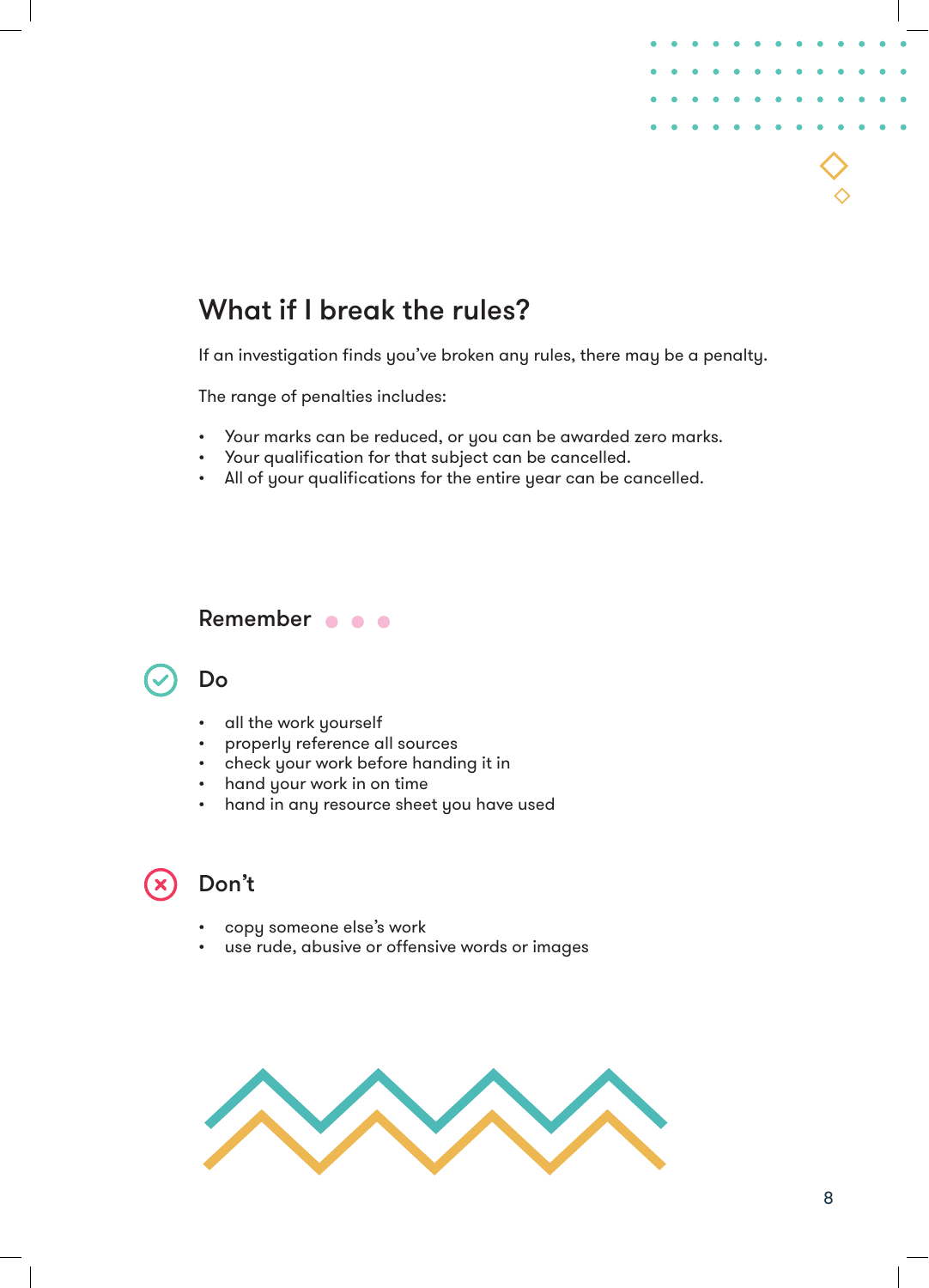## What if I break the rules?

If an investigation finds you've broken any rules, there may be a penalty.

The range of penalties includes:

- Your marks can be reduced, or you can be awarded zero marks.
- Your qualification for that subject can be cancelled.
- All of your qualifications for the entire year can be cancelled.

### Remember

#### Do

- all the work yourself
- properly reference all sources
- check your work before handing it in
- hand your work in on time
- hand in any resource sheet you have used

#### Don't

- copy someone else's work
- use rude, abusive or offensive words or images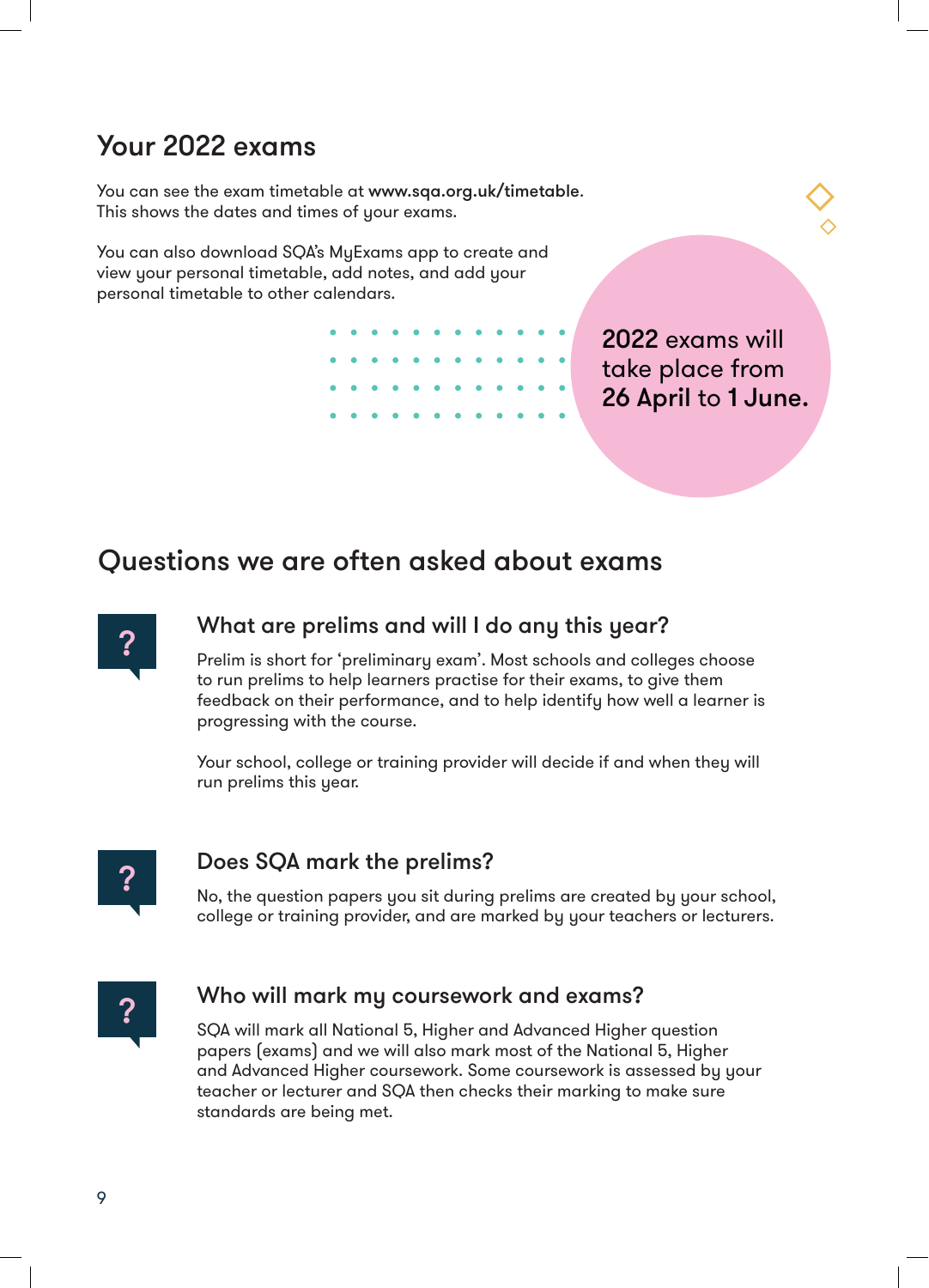## Your 2022 exams

You can see the exam timetable at **www.sqa.org.uk/timetable**. This shows the dates and times of your exams.

You can also download SQA's MyExams app to create and view your personal timetable, add notes, and add your personal timetable to other calendars.

**2022** exams will take place from **26 April** to **1 June.**

## Questions we are often asked about exams

### What are prelims and will I do any this year?

Prelim is short for 'preliminary exam'. Most schools and colleges choose to run prelims to help learners practise for their exams, to give them feedback on their performance, and to help identify how well a learner is progressing with the course.

Your school, college or training provider will decide if and when they will run prelims this year.

### Does SQA mark the prelims?

No, the question papers you sit during prelims are created by your school, college or training provider, and are marked by your teachers or lecturers.

### Who will mark my coursework and exams?

SQA will mark all National 5, Higher and Advanced Higher question papers (exams) and we will also mark most of the National 5, Higher and Advanced Higher coursework. Some coursework is assessed by your teacher or lecturer and SQA then checks their marking to make sure standards are being met.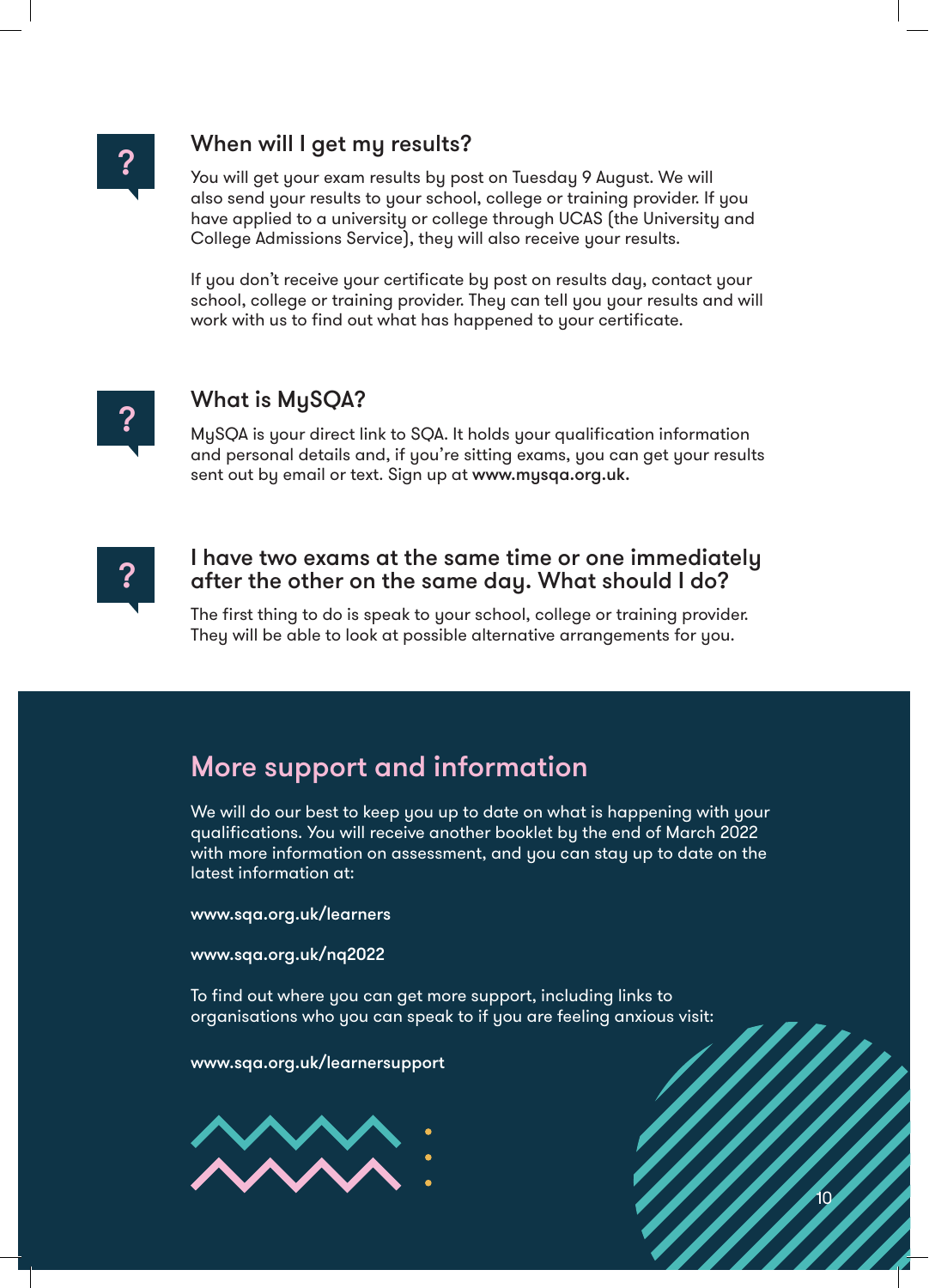### When will I get my results?

You will get your exam results by post on Tuesday 9 August. We will also send your results to your school, college or training provider. If you have applied to a university or college through UCAS (the University and College Admissions Service), they will also receive your results.

If you don't receive your certificate by post on results day, contact your school, college or training provider. They can tell you your results and will work with us to find out what has happened to your certificate.

### What is MySQA?

MySQA is your direct link to SQA. It holds your qualification information and personal details and, if you're sitting exams, you can get your results sent out by email or text. Sign up at **www.mysqa.org.uk.**

### I have two exams at the same time or one immediately after the other on the same day. What should I do?

The first thing to do is speak to your school, college or training provider. They will be able to look at possible alternative arrangements for you.

## More support and information

We will do our best to keep you up to date on what is happening with your qualifications. You will receive another booklet by the end of March 2022 with more information on assessment, and you can stay up to date on the latest information at:

**www.sqa.org.uk/learners**

**www.sqa.org.uk/nq2022**

To find out where you can get more support, including links to organisations who you can speak to if you are feeling anxious visit:

**www.sqa.org.uk/learnersupport**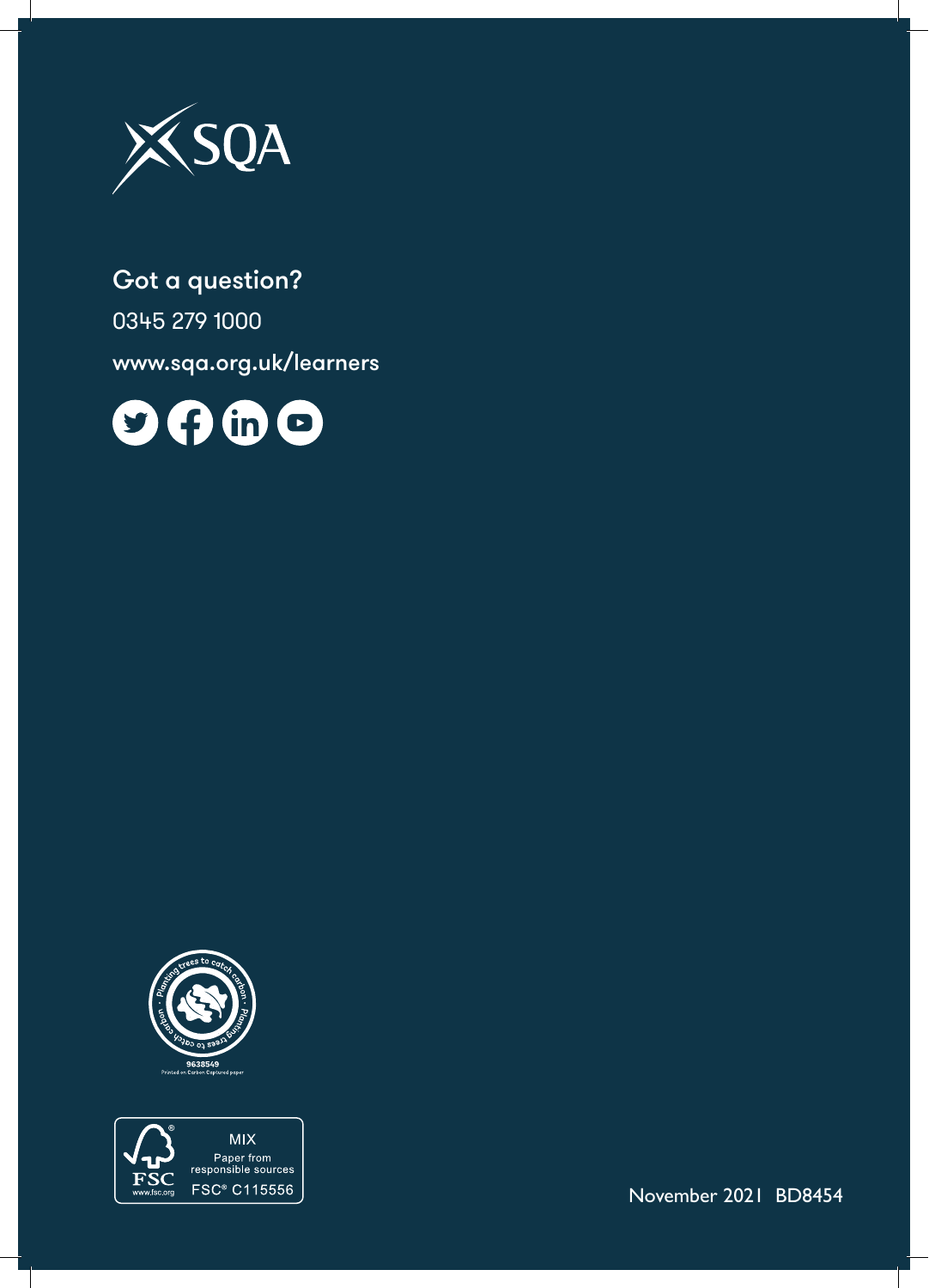SQA

**Got a question?**

0345 279 1000

www.sqa.org.uk/learners

Planting trees to catch carbon

9638549

Printed on Carbon Captured paper

FSC
www.fsc.org

MIX

Paper from responsible sources

FSC® C115556

November 2021 BD8454